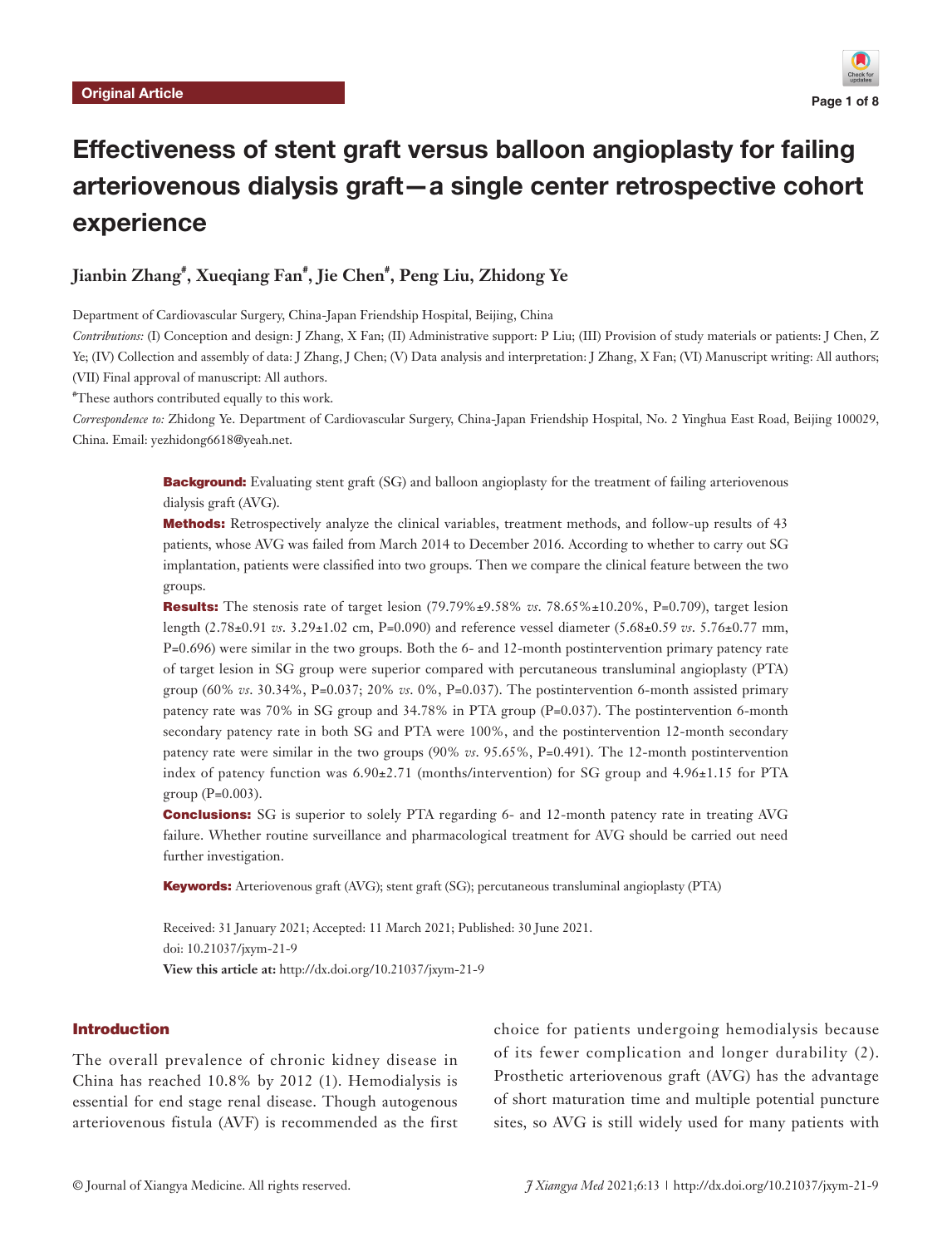Original Article

# Effectiveness of stent graft versus balloon angioplasty for failing arteriovenous dialysis graft—a single center retrospective cohort experience

**Jianbin Zhang#, Xueqiang Fan#, Jie Chen#, Peng Liu, Zhidong Ye**

Department of Cardiovascular Surgery, China-Japan Friendship Hospital, Beijing, China

*Contributions:* (I) Conception and design: J Zhang, X Fan; (II) Administrative support: P Liu; (III) Provision of study materials or patients: J Chen, Z Ye; (IV) Collection and assembly of data: J Zhang, J Chen; (V) Data analysis and interpretation: J Zhang, X Fan; (VI) Manuscript writing: All authors; (VII) Final approval of manuscript: All authors.

#These authors contributed equally to this work.

*Correspondence to:* Zhidong Ye. Department of Cardiovascular Surgery, China-Japan Friendship Hospital, No. 2 Yinghua East Road, Beijing 100029, China. Email: yezhidong6618@yeah.net.

**Background:** Evaluating stent graft (SG) and balloon angioplasty for the treatment of failing arteriovenous dialysis graft (AVG).

**Methods:** Retrospectively analyze the clinical variables, treatment methods, and follow-up results of 43 patients, whose AVG was failed from March 2014 to December 2016. According to whether to carry out SG implantation, patients were classified into two groups. Then we compare the clinical feature between the two groups.

**Results:** The stenosis rate of target lesion (79.79%±9.58% *vs.* 78.65%±10.20%, P=0.709), target lesion length (2.78±0.91 *vs.* 3.29±1.02 cm, P=0.090) and reference vessel diameter (5.68±0.59 *vs.* 5.76±0.77 mm, P=0.696) were similar in the two groups. Both the 6- and 12-month postintervention primary patency rate of target lesion in SG group were superior compared with percutaneous transluminal angioplasty (PTA) group (60% *vs.* 30.34%, P=0.037; 20% *vs.* 0%, P=0.037). The postintervention 6-month assisted primary patency rate was 70% in SG group and 34.78% in PTA group (P=0.037). The postintervention 6-month secondary patency rate in both SG and PTA were 100%, and the postintervention 12-month secondary patency rate were similar in the two groups (90% *vs.* 95.65%, P=0.491). The 12-month postintervention index of patency function was 6.90±2.71 (months/intervention) for SG group and 4.96±1.15 for PTA group (P=0.003).

**Conclusions:** SG is superior to solely PTA regarding 6- and 12-month patency rate in treating AVG failure. Whether routine surveillance and pharmacological treatment for AVG should be carried out need further investigation.

**Keywords:** Arteriovenous graft (AVG); stent graft (SG); percutaneous transluminal angioplasty (PTA)

Received: 31 January 2021; Accepted: 11 March 2021; Published: 30 June 2021.
doi: 10.21037/jxym-21-9
**View this article at:** http://dx.doi.org/10.21037/jxym-21-9

## Introduction

The overall prevalence of chronic kidney disease in China has reached 10.8% by 2012 (1). Hemodialysis is essential for end stage renal disease. Though autogenous arteriovenous fistula (AVF) is recommended as the first choice for patients undergoing hemodialysis because of its fewer complication and longer durability (2). Prosthetic arteriovenous graft (AVG) has the advantage of short maturation time and multiple potential puncture sites, so AVG is still widely used for many patients with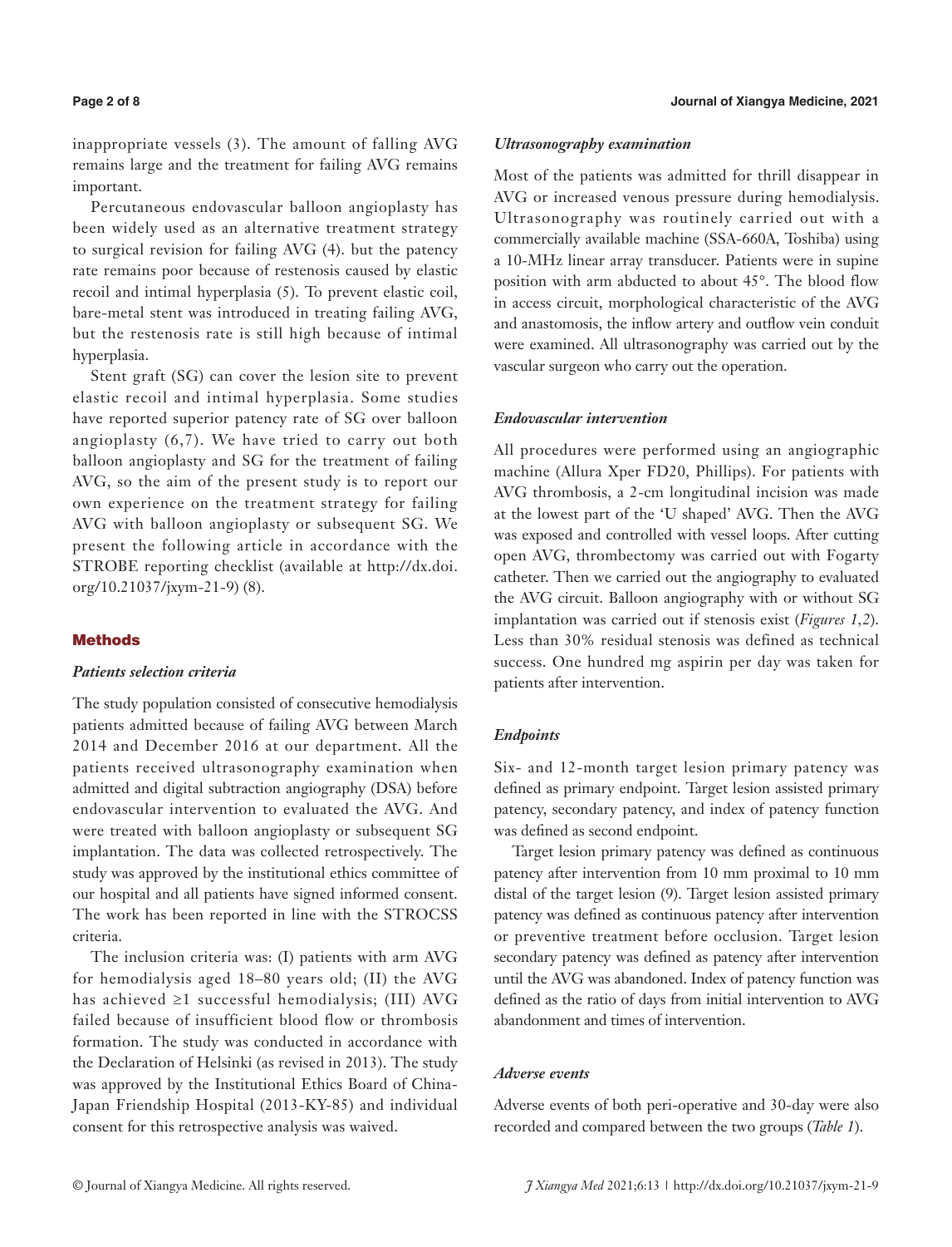inappropriate vessels (3). The amount of falling AVG remains large and the treatment for failing AVG remains important.

Percutaneous endovascular balloon angioplasty has been widely used as an alternative treatment strategy to surgical revision for failing AVG (4). but the patency rate remains poor because of restenosis caused by elastic recoil and intimal hyperplasia (5). To prevent elastic coil, bare-metal stent was introduced in treating failing AVG, but the restenosis rate is still high because of intimal hyperplasia.

Stent graft (SG) can cover the lesion site to prevent elastic recoil and intimal hyperplasia. Some studies have reported superior patency rate of SG over balloon angioplasty (6,7). We have tried to carry out both balloon angioplasty and SG for the treatment of failing AVG, so the aim of the present study is to report our own experience on the treatment strategy for failing AVG with balloon angioplasty or subsequent SG. We present the following article in accordance with the STROBE reporting checklist (available at http://dx.doi.org/10.21037/jxym-21-9) (8).

## Methods

### *Patients selection criteria*

The study population consisted of consecutive hemodialysis patients admitted because of failing AVG between March 2014 and December 2016 at our department. All the patients received ultrasonography examination when admitted and digital subtraction angiography (DSA) before endovascular intervention to evaluated the AVG. And were treated with balloon angioplasty or subsequent SG implantation. The data was collected retrospectively. The study was approved by the institutional ethics committee of our hospital and all patients have signed informed consent. The work has been reported in line with the STROCSS criteria.

The inclusion criteria was: (I) patients with arm AVG for hemodialysis aged 18–80 years old; (II) the AVG has achieved ≥1 successful hemodialysis; (III) AVG failed because of insufficient blood flow or thrombosis formation. The study was conducted in accordance with the Declaration of Helsinki (as revised in 2013). The study was approved by the Institutional Ethics Board of China-Japan Friendship Hospital (2013-KY-85) and individual consent for this retrospective analysis was waived.

### *Ultrasonography examination*

Most of the patients was admitted for thrill disappear in AVG or increased venous pressure during hemodialysis. Ultrasonography was routinely carried out with a commercially available machine (SSA-660A, Toshiba) using a 10-MHz linear array transducer. Patients were in supine position with arm abducted to about 45°. The blood flow in access circuit, morphological characteristic of the AVG and anastomosis, the inflow artery and outflow vein conduit were examined. All ultrasonography was carried out by the vascular surgeon who carry out the operation.

### *Endovascular intervention*

All procedures were performed using an angiographic machine (Allura Xper FD20, Phillips). For patients with AVG thrombosis, a 2-cm longitudinal incision was made at the lowest part of the 'U shaped' AVG. Then the AVG was exposed and controlled with vessel loops. After cutting open AVG, thrombectomy was carried out with Fogarty catheter. Then we carried out the angiography to evaluated the AVG circuit. Balloon angiography with or without SG implantation was carried out if stenosis exist (*Figures 1,2*). Less than 30% residual stenosis was defined as technical success. One hundred mg aspirin per day was taken for patients after intervention.

### *Endpoints*

Six- and 12-month target lesion primary patency was defined as primary endpoint. Target lesion assisted primary patency, secondary patency, and index of patency function was defined as second endpoint.

Target lesion primary patency was defined as continuous patency after intervention from 10 mm proximal to 10 mm distal of the target lesion (9). Target lesion assisted primary patency was defined as continuous patency after intervention or preventive treatment before occlusion. Target lesion secondary patency was defined as patency after intervention until the AVG was abandoned. Index of patency function was defined as the ratio of days from initial intervention to AVG abandonment and times of intervention.

### *Adverse events*

Adverse events of both peri-operative and 30-day were also recorded and compared between the two groups (*Table 1*).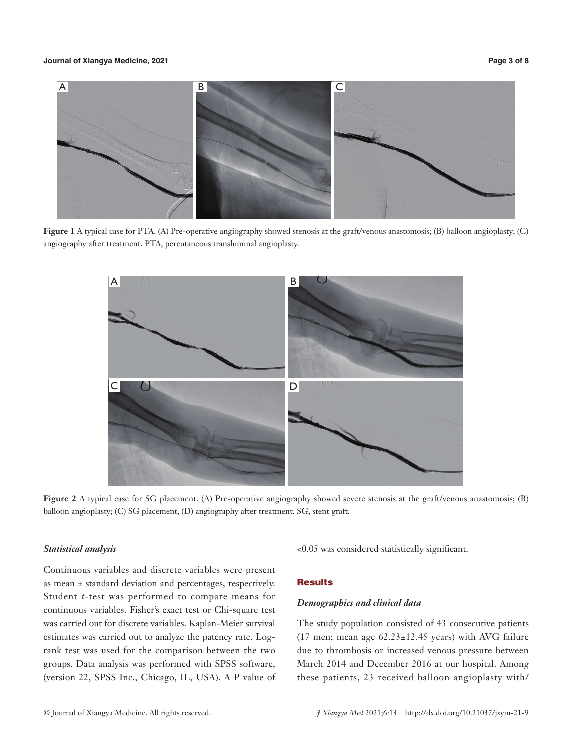**Figure 1** A typical case for PTA. (A) Pre-operative angiography showed stenosis at the graft/venous anastomosis; (B) balloon angioplasty; (C) angiography after treatment. PTA, percutaneous transluminal angioplasty.

**Figure 2** A typical case for SG placement. (A) Pre-operative angiography showed severe stenosis at the graft/venous anastomosis; (B) balloon angioplasty; (C) SG placement; (D) angiography after treatment. SG, stent graft.

### *Statistical analysis*

Continuous variables and discrete variables were present as mean ± standard deviation and percentages, respectively. Student *t*-test was performed to compare means for continuous variables. Fisher's exact test or Chi-square test was carried out for discrete variables. Kaplan-Meier survival estimates was carried out to analyze the patency rate. Log-rank test was used for the comparison between the two groups. Data analysis was performed with SPSS software, (version 22, SPSS Inc., Chicago, IL, USA). A P value of <0.05 was considered statistically significant.

## Results

### *Demographics and clinical data*

The study population consisted of 43 consecutive patients (17 men; mean age 62.23±12.45 years) with AVG failure due to thrombosis or increased venous pressure between March 2014 and December 2016 at our hospital. Among these patients, 23 received balloon angioplasty with/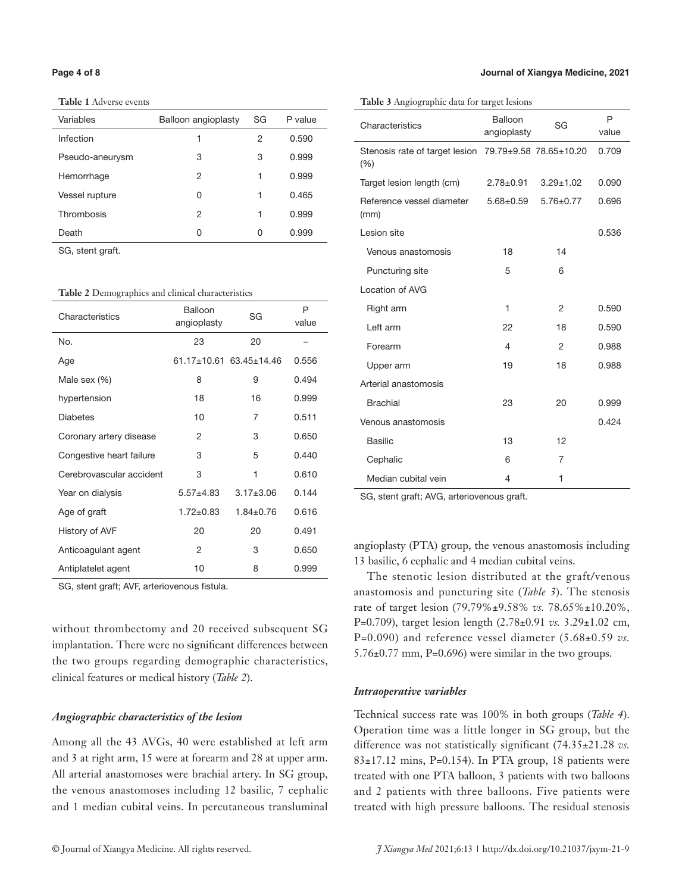**Table 1** Adverse events

| Variables | Balloon angioplasty | SG | P value |
|---|---|---|---|
| Infection | 1 | 2 | 0.590 |
| Pseudo-aneurysm | 3 | 3 | 0.999 |
| Hemorrhage | 2 | 1 | 0.999 |
| Vessel rupture | 0 | 1 | 0.465 |
| Thrombosis | 2 | 1 | 0.999 |
| Death | 0 | 0 | 0.999 |

SG, stent graft.

**Table 2** Demographics and clinical characteristics

| Characteristics | Balloon angioplasty | SG | P value |
|---|---|---|---|
| No. | 23 | 20 | – |
| Age | 61.17±10.61 | 63.45±14.46 | 0.556 |
| Male sex (%) | 8 | 9 | 0.494 |
| hypertension | 18 | 16 | 0.999 |
| Diabetes | 10 | 7 | 0.511 |
| Coronary artery disease | 2 | 3 | 0.650 |
| Congestive heart failure | 3 | 5 | 0.440 |
| Cerebrovascular accident | 3 | 1 | 0.610 |
| Year on dialysis | 5.57±4.83 | 3.17±3.06 | 0.144 |
| Age of graft | 1.72±0.83 | 1.84±0.76 | 0.616 |
| History of AVF | 20 | 20 | 0.491 |
| Anticoagulant agent | 2 | 3 | 0.650 |
| Antiplatelet agent | 10 | 8 | 0.999 |

SG, stent graft; AVF, arteriovenous fistula.

without thrombectomy and 20 received subsequent SG implantation. There were no significant differences between the two groups regarding demographic characteristics, clinical features or medical history (*Table 2*).

### *Angiographic characteristics of the lesion*

Among all the 43 AVGs, 40 were established at left arm and 3 at right arm, 15 were at forearm and 28 at upper arm. All arterial anastomoses were brachial artery. In SG group, the venous anastomoses including 12 basilic, 7 cephalic and 1 median cubital veins. In percutaneous transluminal angioplasty (PTA) group, the venous anastomosis including 13 basilic, 6 cephalic and 4 median cubital veins.

The stenotic lesion distributed at the graft/venous anastomosis and puncturing site (*Table 3*). The stenosis rate of target lesion (79.79%±9.58% *vs.* 78.65%±10.20%, P=0.709), target lesion length (2.78±0.91 *vs.* 3.29±1.02 cm, P=0.090) and reference vessel diameter (5.68±0.59 *vs.* 5.76±0.77 mm, P=0.696) were similar in the two groups.

**Table 3** Angiographic data for target lesions

| Characteristics | Balloon angioplasty | SG | P value |
|---|---|---|---|
| Stenosis rate of target lesion (%) | 79.79±9.58 | 78.65±10.20 | 0.709 |
| Target lesion length (cm) | 2.78±0.91 | 3.29±1.02 | 0.090 |
| Reference vessel diameter (mm) | 5.68±0.59 | 5.76±0.77 | 0.696 |
| Lesion site | | | 0.536 |
| Venous anastomosis | 18 | 14 | |
| Puncturing site | 5 | 6 | |
| Location of AVG | | | |
| Right arm | 1 | 2 | 0.590 |
| Left arm | 22 | 18 | 0.590 |
| Forearm | 4 | 2 | 0.988 |
| Upper arm | 19 | 18 | 0.988 |
| Arterial anastomosis | | | |
| Brachial | 23 | 20 | 0.999 |
| Venous anastomosis | | | 0.424 |
| Basilic | 13 | 12 | |
| Cephalic | 6 | 7 | |
| Median cubital vein | 4 | 1 | |

SG, stent graft; AVG, arteriovenous graft.

### *Intraoperative variables*

Technical success rate was 100% in both groups (*Table 4*). Operation time was a little longer in SG group, but the difference was not statistically significant (74.35±21.28 *vs.* 83±17.12 mins, P=0.154). In PTA group, 18 patients were treated with one PTA balloon, 3 patients with two balloons and 2 patients with three balloons. Five patients were treated with high pressure balloons. The residual stenosis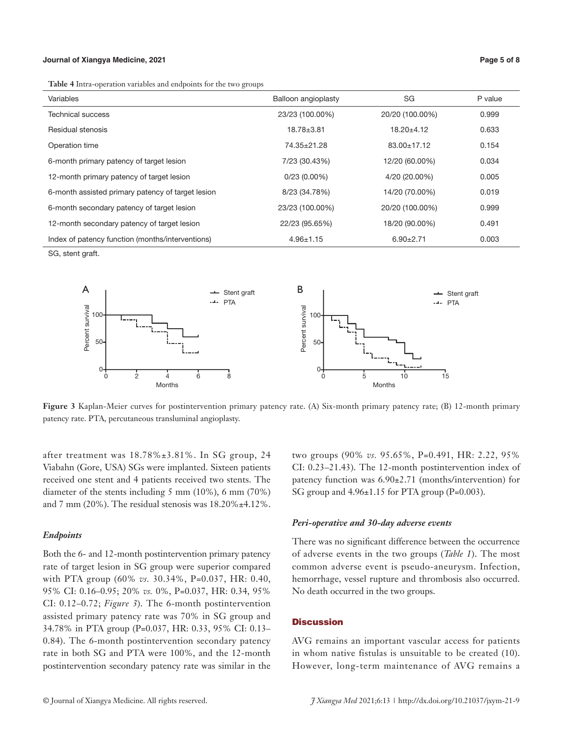**Table 4** Intra-operation variables and endpoints for the two groups

| Variables | Balloon angioplasty | SG | P value |
|---|---|---|---|
| Technical success | 23/23 (100.00%) | 20/20 (100.00%) | 0.999 |
| Residual stenosis | 18.78±3.81 | 18.20±4.12 | 0.633 |
| Operation time | 74.35±21.28 | 83.00±17.12 | 0.154 |
| 6-month primary patency of target lesion | 7/23 (30.43%) | 12/20 (60.00%) | 0.034 |
| 12-month primary patency of target lesion | 0/23 (0.00%) | 4/20 (20.00%) | 0.005 |
| 6-month assisted primary patency of target lesion | 8/23 (34.78%) | 14/20 (70.00%) | 0.019 |
| 6-month secondary patency of target lesion | 23/23 (100.00%) | 20/20 (100.00%) | 0.999 |
| 12-month secondary patency of target lesion | 22/23 (95.65%) | 18/20 (90.00%) | 0.491 |
| Index of patency function (months/interventions) | 4.96±1.15 | 6.90±2.71 | 0.003 |

SG, stent graft.

**Figure 3** Kaplan-Meier curves for postintervention primary patency rate. (A) Six-month primary patency rate; (B) 12-month primary patency rate. PTA, percutaneous transluminal angioplasty.

after treatment was 18.78%±3.81%. In SG group, 24 Viabahn (Gore, USA) SGs were implanted. Sixteen patients received one stent and 4 patients received two stents. The diameter of the stents including 5 mm (10%), 6 mm (70%) and 7 mm (20%). The residual stenosis was 18.20%±4.12%.

### *Endpoints*

Both the 6- and 12-month postintervention primary patency rate of target lesion in SG group were superior compared with PTA group (60% *vs.* 30.34%, P=0.037, HR: 0.40, 95% CI: 0.16–0.95; 20% *vs.* 0%, P=0.037, HR: 0.34, 95% CI: 0.12–0.72; *Figure 3*). The 6-month postintervention assisted primary patency rate was 70% in SG group and 34.78% in PTA group (P=0.037, HR: 0.33, 95% CI: 0.13–0.84). The 6-month postintervention secondary patency rate in both SG and PTA were 100%, and the 12-month postintervention secondary patency rate was similar in the two groups (90% *vs.* 95.65%, P=0.491, HR: 2.22, 95% CI: 0.23–21.43). The 12-month postintervention index of patency function was 6.90±2.71 (months/intervention) for SG group and 4.96±1.15 for PTA group (P=0.003).

### *Peri-operative and 30-day adverse events*

There was no significant difference between the occurrence of adverse events in the two groups (*Table 1*). The most common adverse event is pseudo-aneurysm. Infection, hemorrhage, vessel rupture and thrombosis also occurred. No death occurred in the two groups.

## Discussion

AVG remains an important vascular access for patients in whom native fistulas is unsuitable to be created (10). However, long-term maintenance of AVG remains a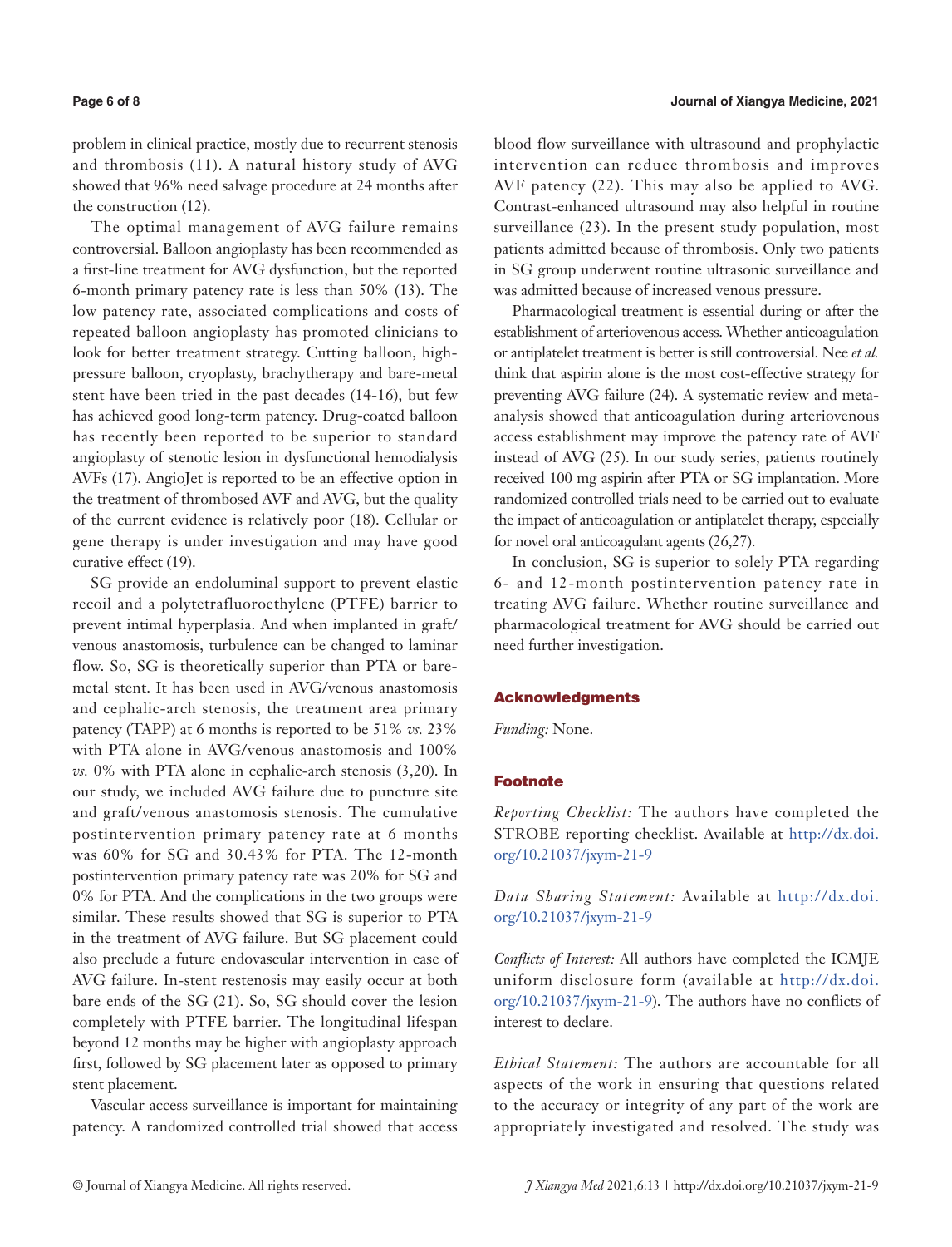problem in clinical practice, mostly due to recurrent stenosis and thrombosis (11). A natural history study of AVG showed that 96% need salvage procedure at 24 months after the construction (12).

The optimal management of AVG failure remains controversial. Balloon angioplasty has been recommended as a first-line treatment for AVG dysfunction, but the reported 6-month primary patency rate is less than 50% (13). The low patency rate, associated complications and costs of repeated balloon angioplasty has promoted clinicians to look for better treatment strategy. Cutting balloon, high-pressure balloon, cryoplasty, brachytherapy and bare-metal stent have been tried in the past decades (14-16), but few has achieved good long-term patency. Drug-coated balloon has recently been reported to be superior to standard angioplasty of stenotic lesion in dysfunctional hemodialysis AVFs (17). AngioJet is reported to be an effective option in the treatment of thrombosed AVF and AVG, but the quality of the current evidence is relatively poor (18). Cellular or gene therapy is under investigation and may have good curative effect (19).

SG provide an endoluminal support to prevent elastic recoil and a polytetrafluoroethylene (PTFE) barrier to prevent intimal hyperplasia. And when implanted in graft/venous anastomosis, turbulence can be changed to laminar flow. So, SG is theoretically superior than PTA or bare-metal stent. It has been used in AVG/venous anastomosis and cephalic-arch stenosis, the treatment area primary patency (TAPP) at 6 months is reported to be 51% *vs.* 23% with PTA alone in AVG/venous anastomosis and 100% *vs.* 0% with PTA alone in cephalic-arch stenosis (3,20). In our study, we included AVG failure due to puncture site and graft/venous anastomosis stenosis. The cumulative postintervention primary patency rate at 6 months was 60% for SG and 30.43% for PTA. The 12-month postintervention primary patency rate was 20% for SG and 0% for PTA. And the complications in the two groups were similar. These results showed that SG is superior to PTA in the treatment of AVG failure. But SG placement could also preclude a future endovascular intervention in case of AVG failure. In-stent restenosis may easily occur at both bare ends of the SG (21). So, SG should cover the lesion completely with PTFE barrier. The longitudinal lifespan beyond 12 months may be higher with angioplasty approach first, followed by SG placement later as opposed to primary stent placement.

Vascular access surveillance is important for maintaining patency. A randomized controlled trial showed that access blood flow surveillance with ultrasound and prophylactic intervention can reduce thrombosis and improves AVF patency (22). This may also be applied to AVG. Contrast-enhanced ultrasound may also helpful in routine surveillance (23). In the present study population, most patients admitted because of thrombosis. Only two patients in SG group underwent routine ultrasonic surveillance and was admitted because of increased venous pressure.

Pharmacological treatment is essential during or after the establishment of arteriovenous access. Whether anticoagulation or antiplatelet treatment is better is still controversial. Nee *et al.* think that aspirin alone is the most cost-effective strategy for preventing AVG failure (24). A systematic review and meta-analysis showed that anticoagulation during arteriovenous access establishment may improve the patency rate of AVF instead of AVG (25). In our study series, patients routinely received 100 mg aspirin after PTA or SG implantation. More randomized controlled trials need to be carried out to evaluate the impact of anticoagulation or antiplatelet therapy, especially for novel oral anticoagulant agents (26,27).

In conclusion, SG is superior to solely PTA regarding 6- and 12-month postintervention patency rate in treating AVG failure. Whether routine surveillance and pharmacological treatment for AVG should be carried out need further investigation.

## Acknowledgments

*Funding:* None.

## Footnote

*Reporting Checklist:* The authors have completed the STROBE reporting checklist. Available at http://dx.doi.org/10.21037/jxym-21-9

*Data Sharing Statement:* Available at http://dx.doi.org/10.21037/jxym-21-9

*Conflicts of Interest:* All authors have completed the ICMJE uniform disclosure form (available at http://dx.doi.org/10.21037/jxym-21-9). The authors have no conflicts of interest to declare.

*Ethical Statement:* The authors are accountable for all aspects of the work in ensuring that questions related to the accuracy or integrity of any part of the work are appropriately investigated and resolved. The study was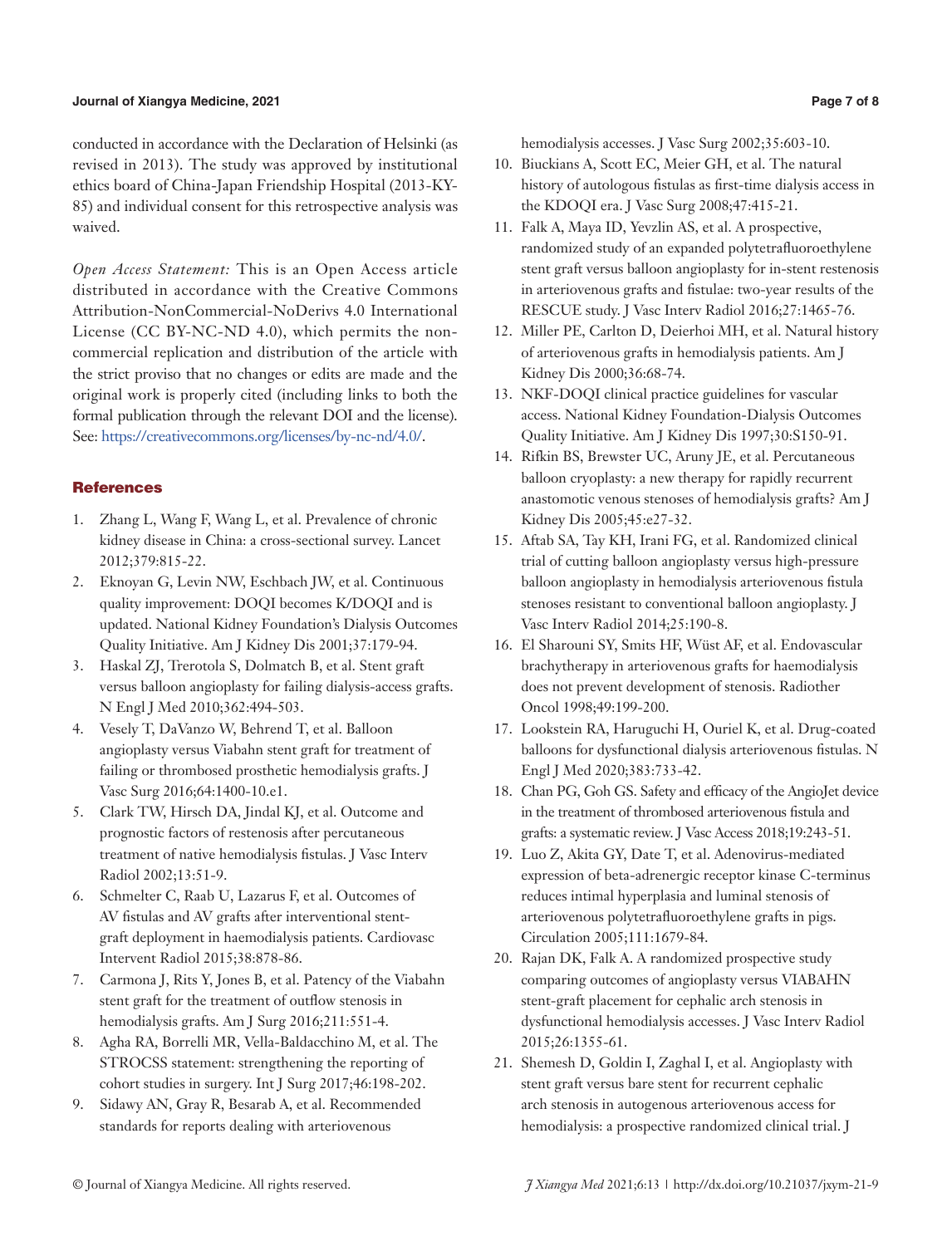conducted in accordance with the Declaration of Helsinki (as revised in 2013). The study was approved by institutional ethics board of China-Japan Friendship Hospital (2013-KY-85) and individual consent for this retrospective analysis was waived.

*Open Access Statement:* This is an Open Access article distributed in accordance with the Creative Commons Attribution-NonCommercial-NoDerivs 4.0 International License (CC BY-NC-ND 4.0), which permits the non-commercial replication and distribution of the article with the strict proviso that no changes or edits are made and the original work is properly cited (including links to both the formal publication through the relevant DOI and the license). See: https://creativecommons.org/licenses/by-nc-nd/4.0/.

## References

1. Zhang L, Wang F, Wang L, et al. Prevalence of chronic kidney disease in China: a cross-sectional survey. Lancet 2012;379:815-22.
2. Eknoyan G, Levin NW, Eschbach JW, et al. Continuous quality improvement: DOQI becomes K/DOQI and is updated. National Kidney Foundation's Dialysis Outcomes Quality Initiative. Am J Kidney Dis 2001;37:179-94.
3. Haskal ZJ, Trerotola S, Dolmatch B, et al. Stent graft versus balloon angioplasty for failing dialysis-access grafts. N Engl J Med 2010;362:494-503.
4. Vesely T, DaVanzo W, Behrend T, et al. Balloon angioplasty versus Viabahn stent graft for treatment of failing or thrombosed prosthetic hemodialysis grafts. J Vasc Surg 2016;64:1400-10.e1.
5. Clark TW, Hirsch DA, Jindal KJ, et al. Outcome and prognostic factors of restenosis after percutaneous treatment of native hemodialysis fistulas. J Vasc Interv Radiol 2002;13:51-9.
6. Schmelter C, Raab U, Lazarus F, et al. Outcomes of AV fistulas and AV grafts after interventional stent-graft deployment in haemodialysis patients. Cardiovasc Intervent Radiol 2015;38:878-86.
7. Carmona J, Rits Y, Jones B, et al. Patency of the Viabahn stent graft for the treatment of outflow stenosis in hemodialysis grafts. Am J Surg 2016;211:551-4.
8. Agha RA, Borrelli MR, Vella-Baldacchino M, et al. The STROCSS statement: strengthening the reporting of cohort studies in surgery. Int J Surg 2017;46:198-202.
9. Sidawy AN, Gray R, Besarab A, et al. Recommended standards for reports dealing with arteriovenous hemodialysis accesses. J Vasc Surg 2002;35:603-10.
10. Biuckians A, Scott EC, Meier GH, et al. The natural history of autologous fistulas as first-time dialysis access in the KDOQI era. J Vasc Surg 2008;47:415-21.
11. Falk A, Maya ID, Yevzlin AS, et al. A prospective, randomized study of an expanded polytetrafluoroethylene stent graft versus balloon angioplasty for in-stent restenosis in arteriovenous grafts and fistulae: two-year results of the RESCUE study. J Vasc Interv Radiol 2016;27:1465-76.
12. Miller PE, Carlton D, Deierhoi MH, et al. Natural history of arteriovenous grafts in hemodialysis patients. Am J Kidney Dis 2000;36:68-74.
13. NKF-DOQI clinical practice guidelines for vascular access. National Kidney Foundation-Dialysis Outcomes Quality Initiative. Am J Kidney Dis 1997;30:S150-91.
14. Rifkin BS, Brewster UC, Aruny JE, et al. Percutaneous balloon cryoplasty: a new therapy for rapidly recurrent anastomotic venous stenoses of hemodialysis grafts? Am J Kidney Dis 2005;45:e27-32.
15. Aftab SA, Tay KH, Irani FG, et al. Randomized clinical trial of cutting balloon angioplasty versus high-pressure balloon angioplasty in hemodialysis arteriovenous fistula stenoses resistant to conventional balloon angioplasty. J Vasc Interv Radiol 2014;25:190-8.
16. El Sharouni SY, Smits HF, Wüst AF, et al. Endovascular brachytherapy in arteriovenous grafts for haemodialysis does not prevent development of stenosis. Radiother Oncol 1998;49:199-200.
17. Lookstein RA, Haruguchi H, Ouriel K, et al. Drug-coated balloons for dysfunctional dialysis arteriovenous fistulas. N Engl J Med 2020;383:733-42.
18. Chan PG, Goh GS. Safety and efficacy of the AngioJet device in the treatment of thrombosed arteriovenous fistula and grafts: a systematic review. J Vasc Access 2018;19:243-51.
19. Luo Z, Akita GY, Date T, et al. Adenovirus-mediated expression of beta-adrenergic receptor kinase C-terminus reduces intimal hyperplasia and luminal stenosis of arteriovenous polytetrafluoroethylene grafts in pigs. Circulation 2005;111:1679-84.
20. Rajan DK, Falk A. A randomized prospective study comparing outcomes of angioplasty versus VIABAHN stent-graft placement for cephalic arch stenosis in dysfunctional hemodialysis accesses. J Vasc Interv Radiol 2015;26:1355-61.
21. Shemesh D, Goldin I, Zaghal I, et al. Angioplasty with stent graft versus bare stent for recurrent cephalic arch stenosis in autogenous arteriovenous access for hemodialysis: a prospective randomized clinical trial. J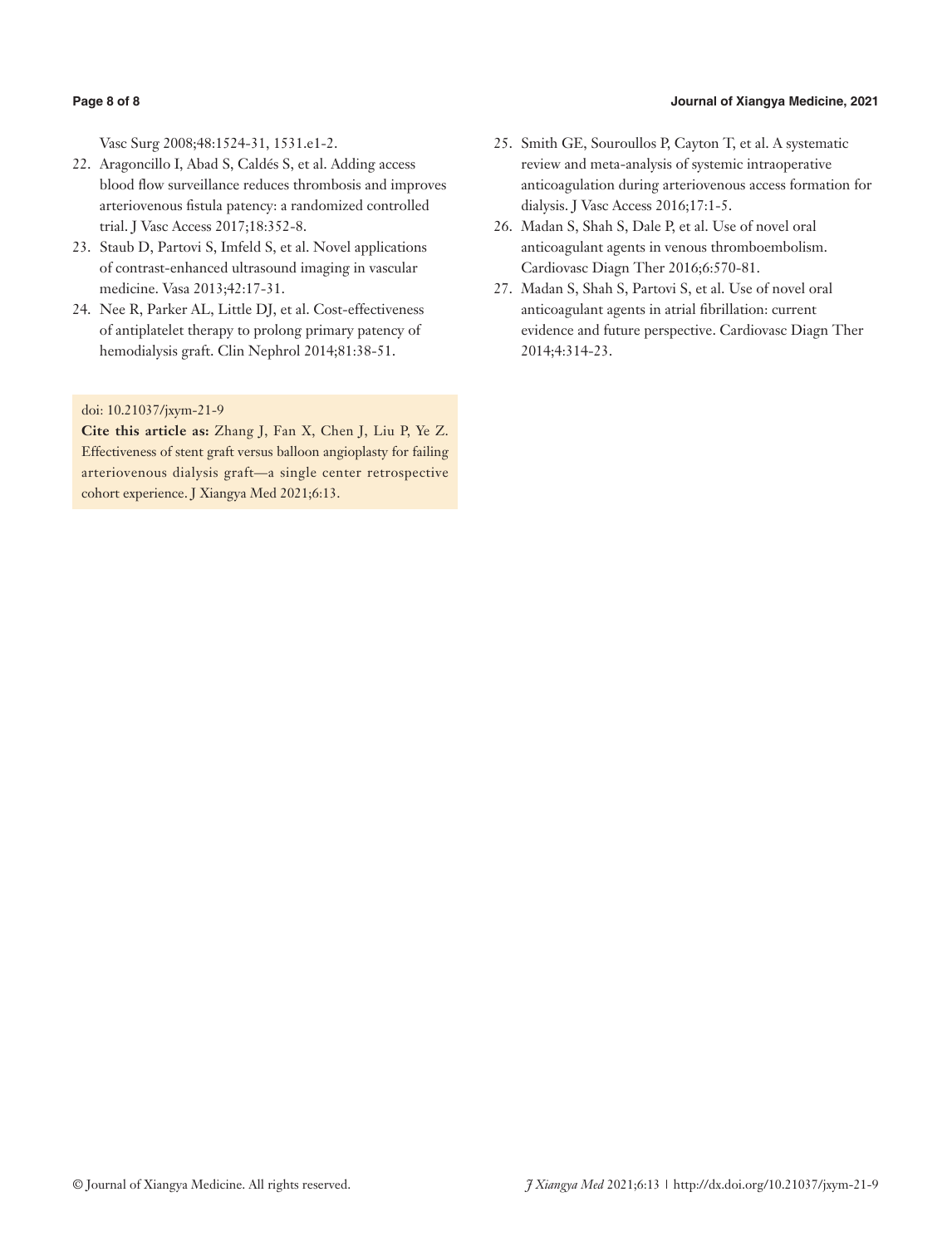Vasc Surg 2008;48:1524-31, 1531.e1-2.

22. Aragoncillo I, Abad S, Caldés S, et al. Adding access blood flow surveillance reduces thrombosis and improves arteriovenous fistula patency: a randomized controlled trial. J Vasc Access 2017;18:352-8.
23. Staub D, Partovi S, Imfeld S, et al. Novel applications of contrast-enhanced ultrasound imaging in vascular medicine. Vasa 2013;42:17-31.
24. Nee R, Parker AL, Little DJ, et al. Cost-effectiveness of antiplatelet therapy to prolong primary patency of hemodialysis graft. Clin Nephrol 2014;81:38-51.
25. Smith GE, Souroullos P, Cayton T, et al. A systematic review and meta-analysis of systemic intraoperative anticoagulation during arteriovenous access formation for dialysis. J Vasc Access 2016;17:1-5.
26. Madan S, Shah S, Dale P, et al. Use of novel oral anticoagulant agents in venous thromboembolism. Cardiovasc Diagn Ther 2016;6:570-81.
27. Madan S, Shah S, Partovi S, et al. Use of novel oral anticoagulant agents in atrial fibrillation: current evidence and future perspective. Cardiovasc Diagn Ther 2014;4:314-23.

doi: 10.21037/jxym-21-9

**Cite this article as:** Zhang J, Fan X, Chen J, Liu P, Ye Z. Effectiveness of stent graft versus balloon angioplasty for failing arteriovenous dialysis graft—a single center retrospective cohort experience. J Xiangya Med 2021;6:13.